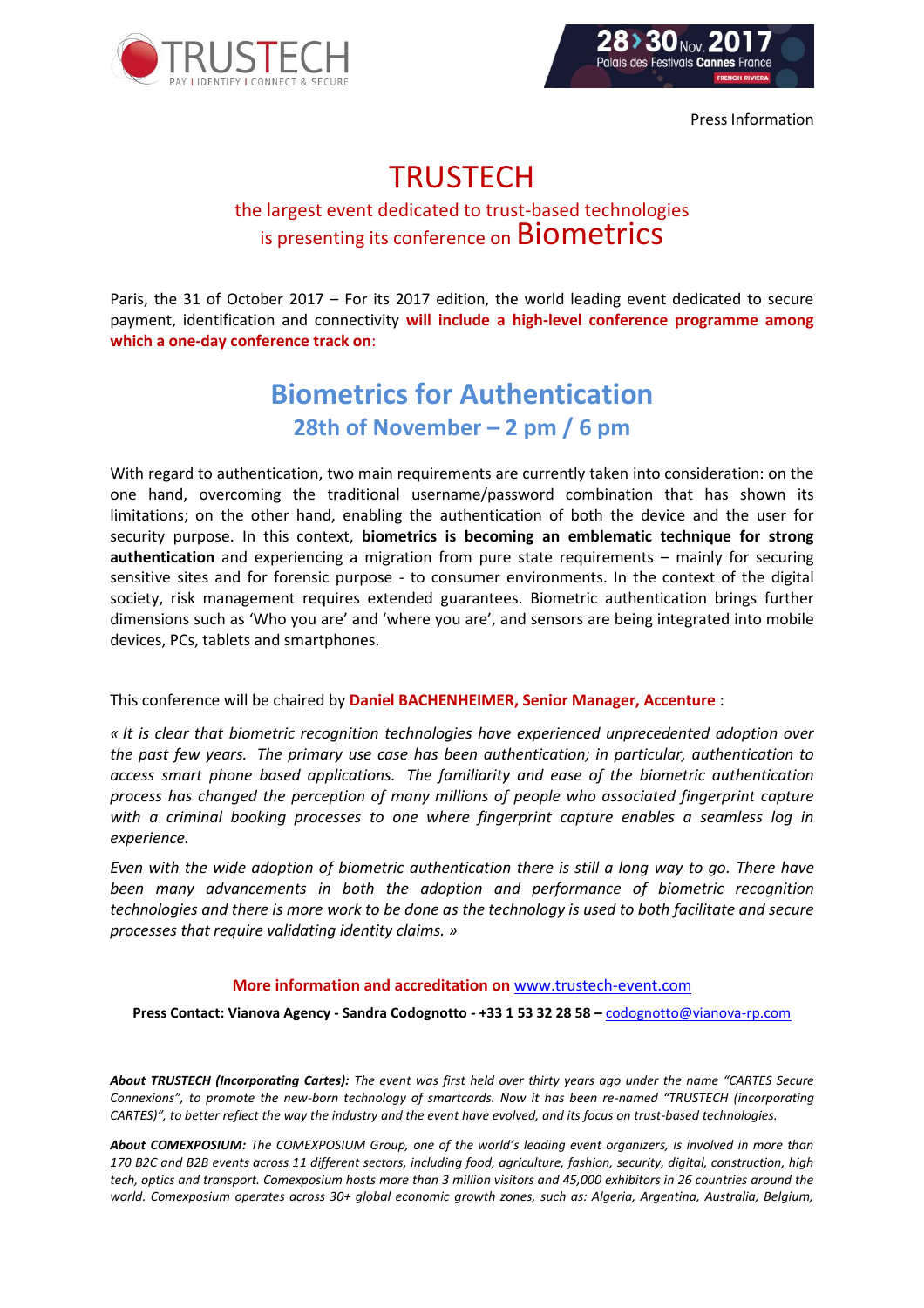Press Information

# TRUSTECH

## the largest event dedicated to trust-based technologies is presenting its conference on Biometrics

Paris, the 31 of October 2017 – For its 2017 edition, the world leading event dedicated to secure payment, identification and connectivity **will include a high-level conference programme among which a one-day conference track on**:

## Biometrics for Authentication

### 28th of November – 2 pm / 6 pm

With regard to authentication, two main requirements are currently taken into consideration: on the one hand, overcoming the traditional username/password combination that has shown its limitations; on the other hand, enabling the authentication of both the device and the user for security purpose. In this context, **biometrics is becoming an emblematic technique for strong authentication** and experiencing a migration from pure state requirements – mainly for securing sensitive sites and for forensic purpose - to consumer environments. In the context of the digital society, risk management requires extended guarantees. Biometric authentication brings further dimensions such as 'Who you are' and 'where you are', and sensors are being integrated into mobile devices, PCs, tablets and smartphones.

This conference will be chaired by **Daniel BACHENHEIMER, Senior Manager, Accenture** :

*« It is clear that biometric recognition technologies have experienced unprecedented adoption over the past few years. The primary use case has been authentication; in particular, authentication to access smart phone based applications. The familiarity and ease of the biometric authentication process has changed the perception of many millions of people who associated fingerprint capture with a criminal booking processes to one where fingerprint capture enables a seamless log in experience.*

*Even with the wide adoption of biometric authentication there is still a long way to go. There have been many advancements in both the adoption and performance of biometric recognition technologies and there is more work to be done as the technology is used to both facilitate and secure processes that require validating identity claims. »*

**More information and accreditation on** www.trustech-event.com

**Press Contact: Vianova Agency - Sandra Codognotto - +33 1 53 32 28 58 –** codognotto@vianova-rp.com

***About TRUSTECH (Incorporating Cartes):*** *The event was first held over thirty years ago under the name "CARTES Secure Connexions", to promote the new-born technology of smartcards. Now it has been re-named "TRUSTECH (incorporating CARTES)", to better reflect the way the industry and the event have evolved, and its focus on trust-based technologies.*

***About COMEXPOSIUM:*** *The COMEXPOSIUM Group, one of the world's leading event organizers, is involved in more than 170 B2C and B2B events across 11 different sectors, including food, agriculture, fashion, security, digital, construction, high tech, optics and transport. Comexposium hosts more than 3 million visitors and 45,000 exhibitors in 26 countries around the world. Comexposium operates across 30+ global economic growth zones, such as: Algeria, Argentina, Australia, Belgium,*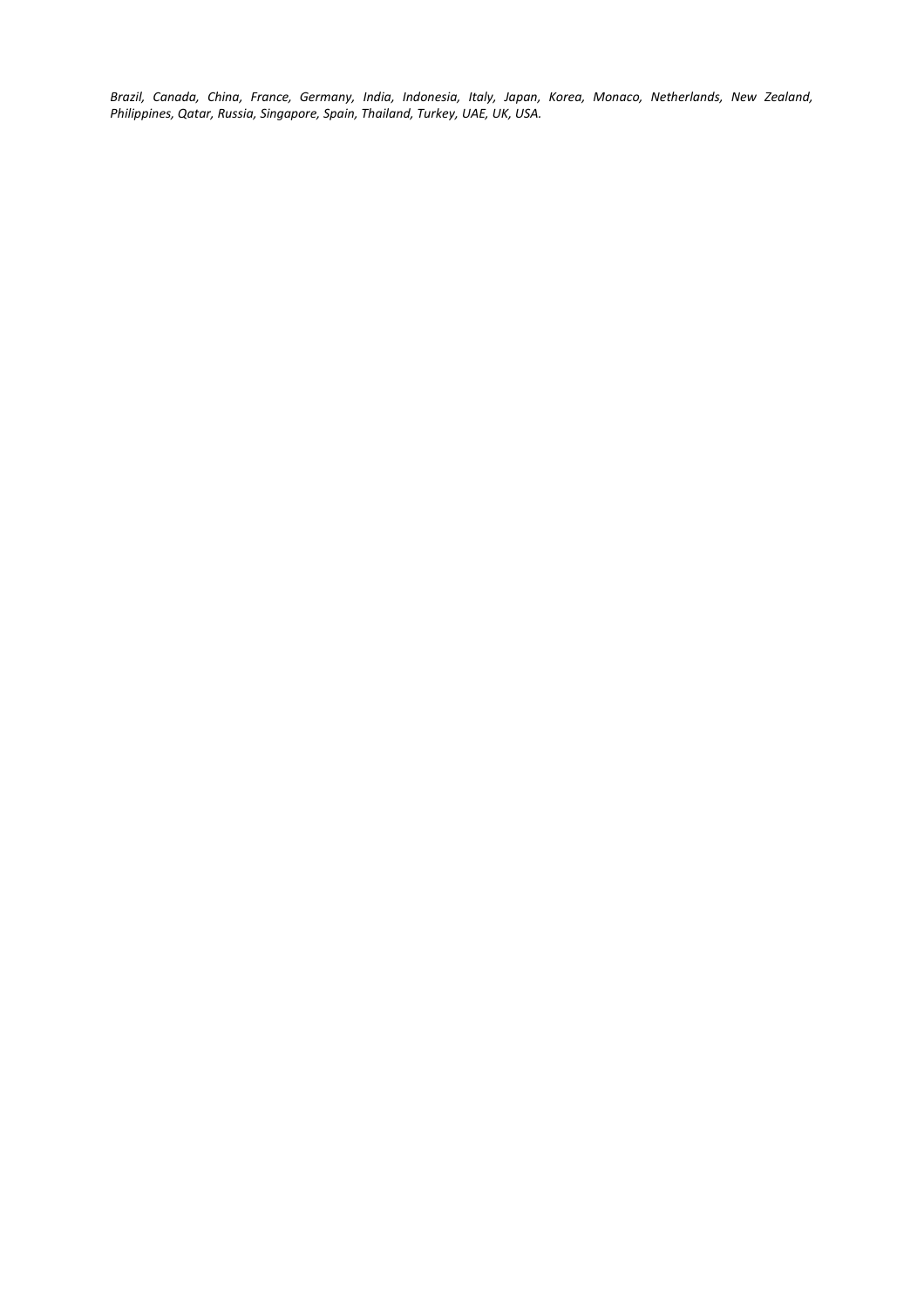*Brazil, Canada, China, France, Germany, India, Indonesia, Italy, Japan, Korea, Monaco, Netherlands, New Zealand, Philippines, Qatar, Russia, Singapore, Spain, Thailand, Turkey, UAE, UK, USA.*